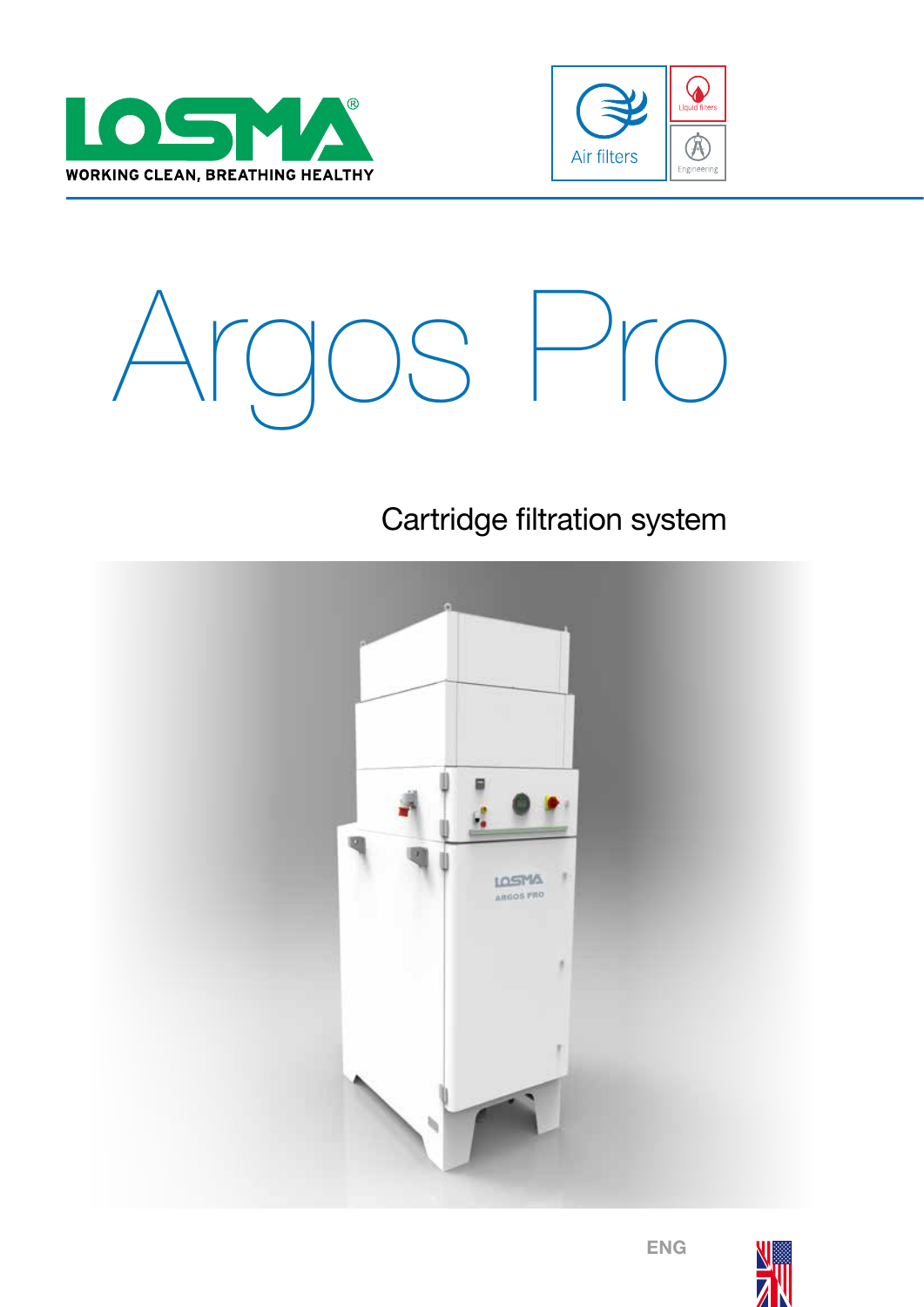LOSMA®

WORKING CLEAN, BREATHING HEALTHY

Air filters

Liquid filters

Engineering

# Argos Pro

## Cartridge filtration system

ENG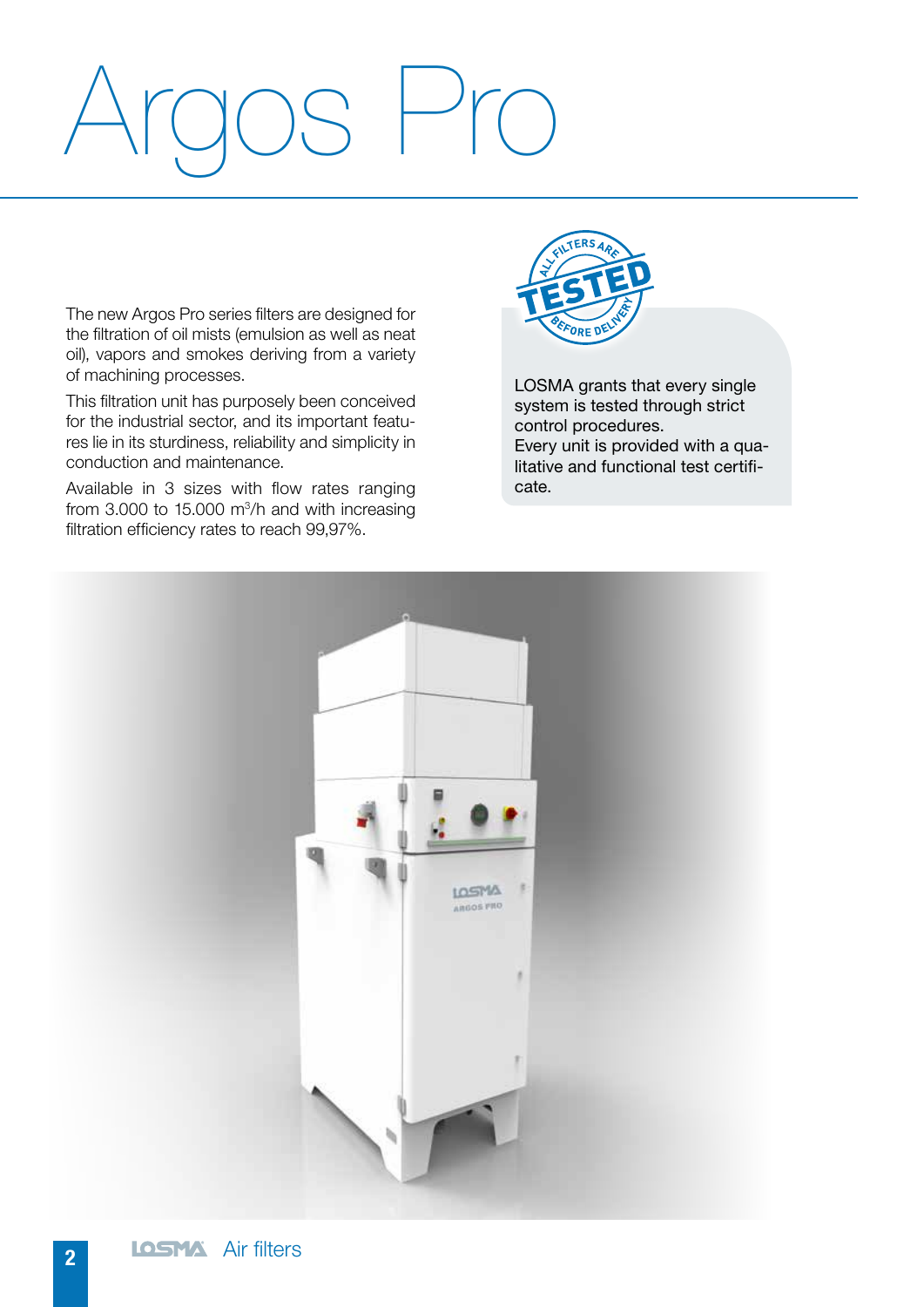# Argos Pro

The new Argos Pro series filters are designed for the filtration of oil mists (emulsion as well as neat oil), vapors and smokes deriving from a variety of machining processes.

This filtration unit has purposely been conceived for the industrial sector, and its important features lie in its sturdiness, reliability and simplicity in conduction and maintenance.

Available in 3 sizes with flow rates ranging from 3.000 to 15.000 m$^3$/h and with increasing filtration efficiency rates to reach 99,97%.

ALL FILTERS ARE TESTED BEFORE DELIVERY

LOSMA grants that every single system is tested through strict control procedures.
Every unit is provided with a qualitative and functional test certificate.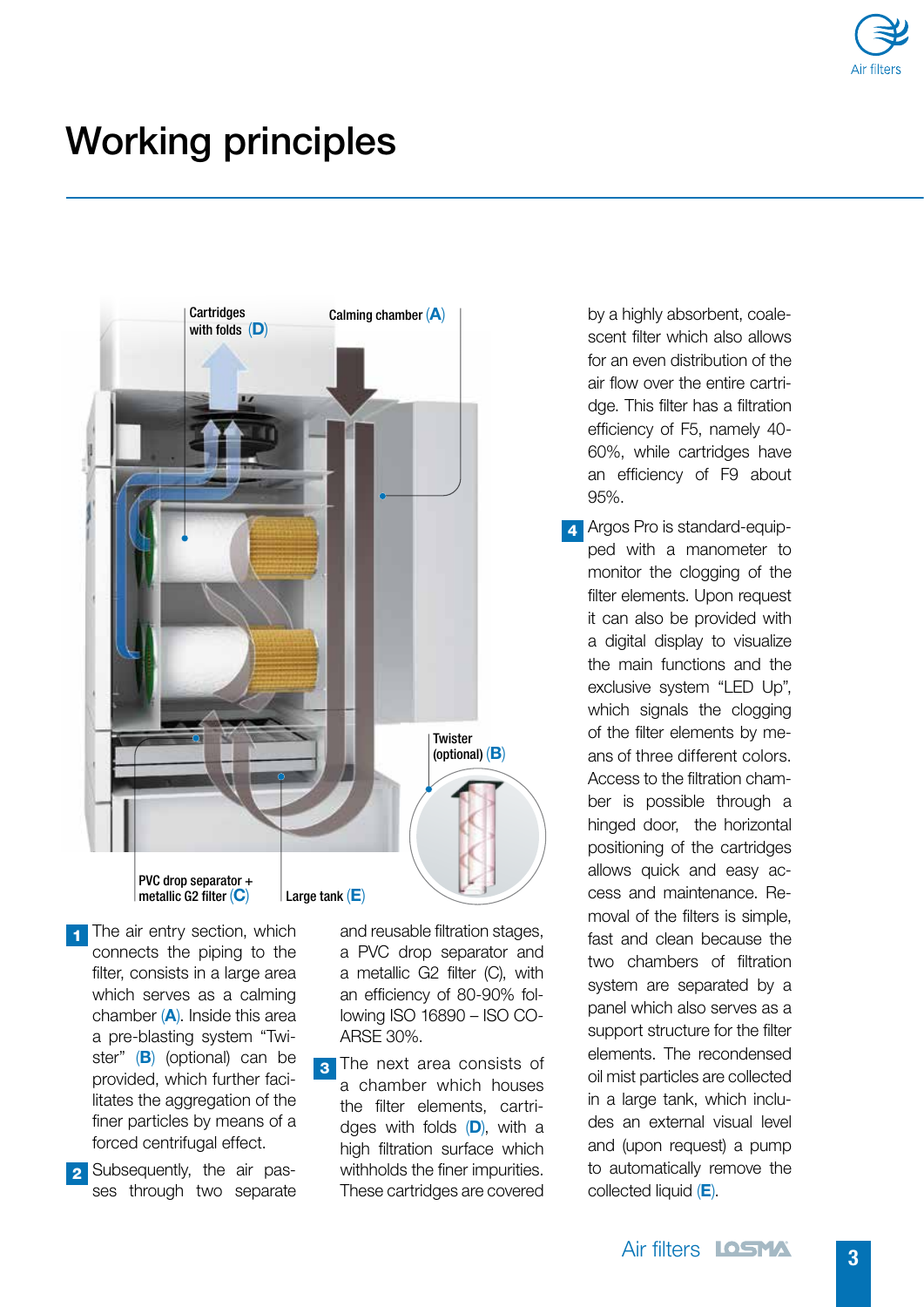# Working principles

Cartridges with folds (D)

Calming chamber (A)

Twister (optional) (B)

PVC drop separator + metallic G2 filter (C)

Large tank (E)

**1** The air entry section, which connects the piping to the filter, consists in a large area which serves as a calming chamber (**A**). Inside this area a pre-blasting system "Twister" (**B**) (optional) can be provided, which further facilitates the aggregation of the finer particles by means of a forced centrifugal effect.

**2** Subsequently, the air passes through two separate and reusable filtration stages, a PVC drop separator and a metallic G2 filter (C), with an efficiency of 80-90% following ISO 16890 – ISO COARSE 30%.

**3** The next area consists of a chamber which houses the filter elements, cartridges with folds (**D**), with a high filtration surface which withholds the finer impurities. These cartridges are covered by a highly absorbent, coalescent filter which also allows for an even distribution of the air flow over the entire cartridge. This filter has a filtration efficiency of F5, namely 40-60%, while cartridges have an efficiency of F9 about 95%.

**4** Argos Pro is standard-equipped with a manometer to monitor the clogging of the filter elements. Upon request it can also be provided with a digital display to visualize the main functions and the exclusive system "LED Up", which signals the clogging of the filter elements by means of three different colors. Access to the filtration chamber is possible through a hinged door, the horizontal positioning of the cartridges allows quick and easy access and maintenance. Removal of the filters is simple, fast and clean because the two chambers of filtration system are separated by a panel which also serves as a support structure for the filter elements. The recondensed oil mist particles are collected in a large tank, which includes an external visual level and (upon request) a pump to automatically remove the collected liquid (**E**).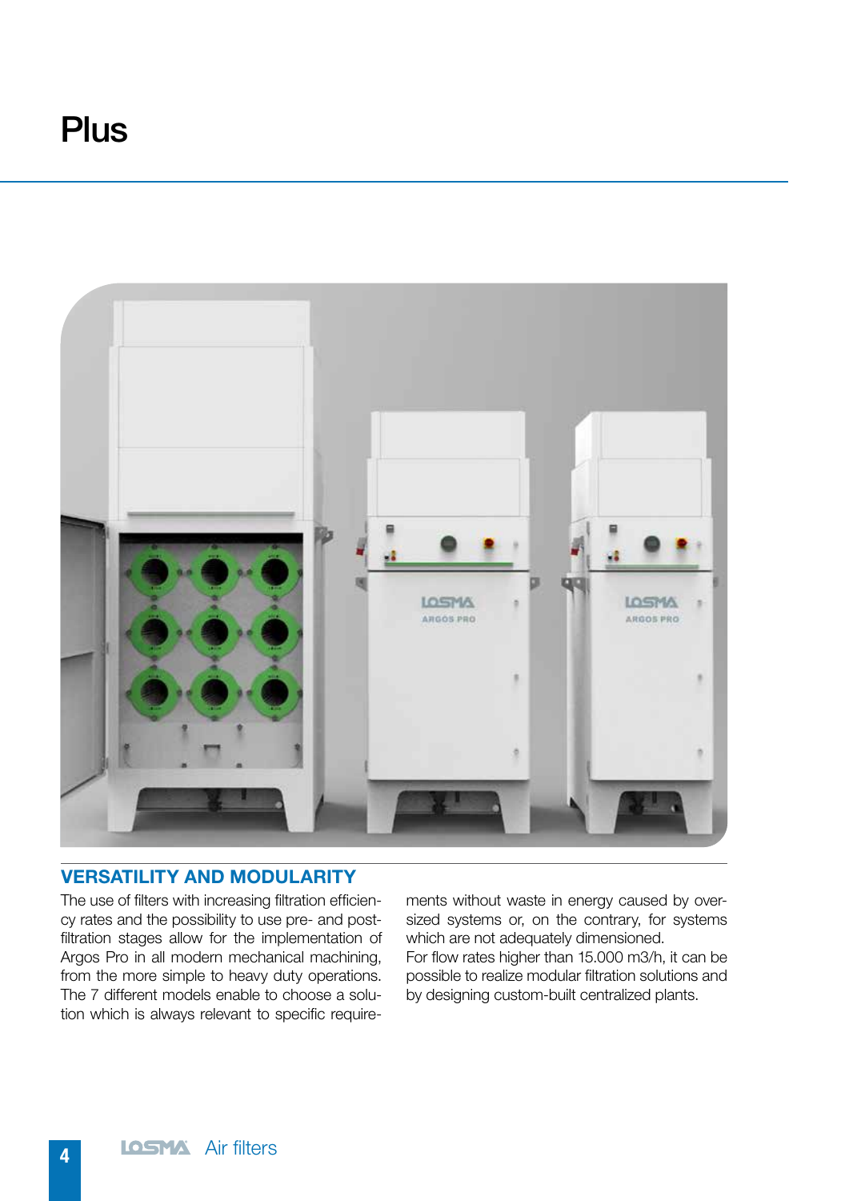# Plus

## VERSATILITY AND MODULARITY

The use of filters with increasing filtration efficiency rates and the possibility to use pre- and post-filtration stages allow for the implementation of Argos Pro in all modern mechanical machining, from the more simple to heavy duty operations. The 7 different models enable to choose a solution which is always relevant to specific requirements without waste in energy caused by oversized systems or, on the contrary, for systems which are not adequately dimensioned.
For flow rates higher than 15.000 m3/h, it can be possible to realize modular filtration solutions and by designing custom-built centralized plants.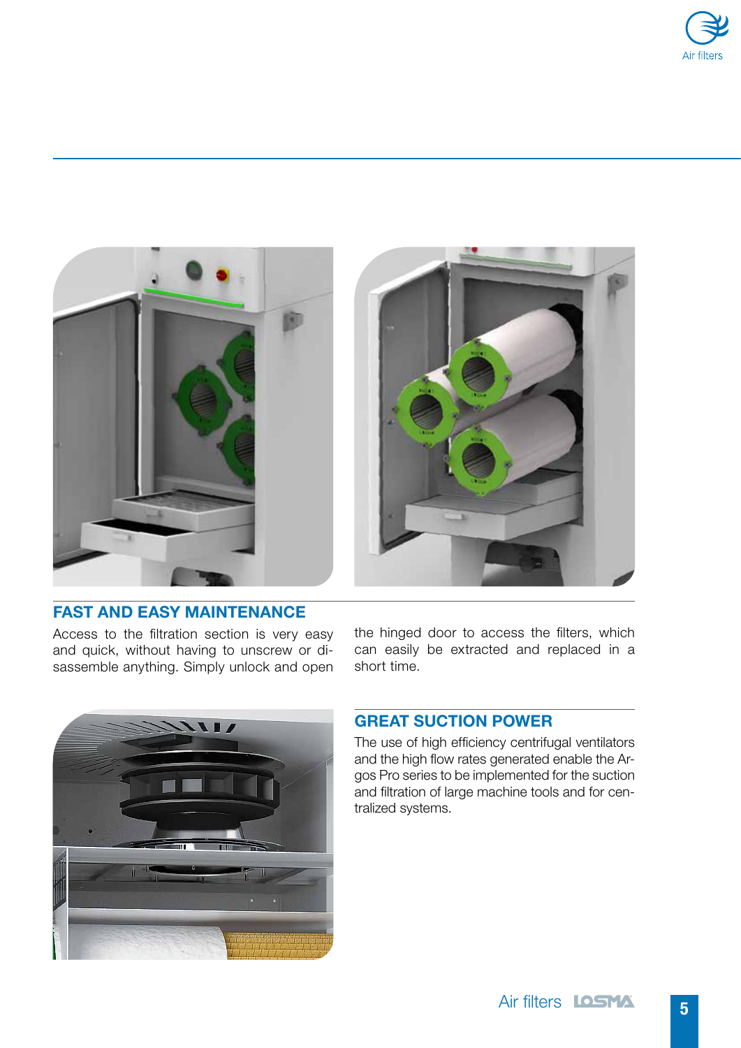## FAST AND EASY MAINTENANCE

Access to the filtration section is very easy and quick, without having to unscrew or disassemble anything. Simply unlock and open the hinged door to access the filters, which can easily be extracted and replaced in a short time.

## GREAT SUCTION POWER

The use of high efficiency centrifugal ventilators and the high flow rates generated enable the Argos Pro series to be implemented for the suction and filtration of large machine tools and for centralized systems.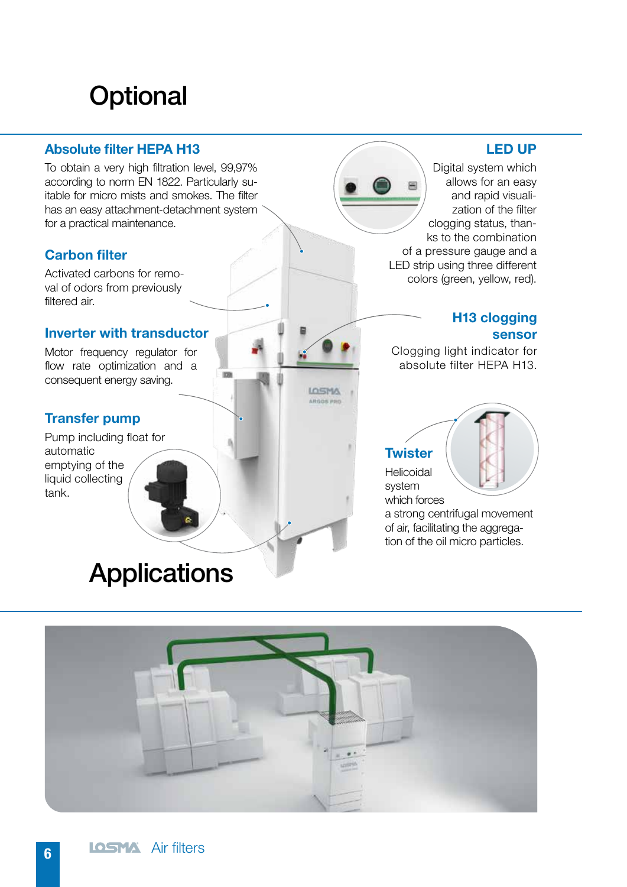# Optional

### Absolute filter HEPA H13

To obtain a very high filtration level, 99,97% according to norm EN 1822. Particularly suitable for micro mists and smokes. The filter has an easy attachment-detachment system for a practical maintenance.

### Carbon filter

Activated carbons for removal of odors from previously filtered air.

### Inverter with transductor

Motor frequency regulator for flow rate optimization and a consequent energy saving.

### Transfer pump

Pump including float for automatic emptying of the liquid collecting tank.

### LED UP

Digital system which allows for an easy and rapid visualization of the filter clogging status, thanks to the combination of a pressure gauge and a LED strip using three different colors (green, yellow, red).

### H13 clogging sensor

Clogging light indicator for absolute filter HEPA H13.

### Twister

Helicoidal system which forces a strong centrifugal movement of air, facilitating the aggregation of the oil micro particles.

# Applications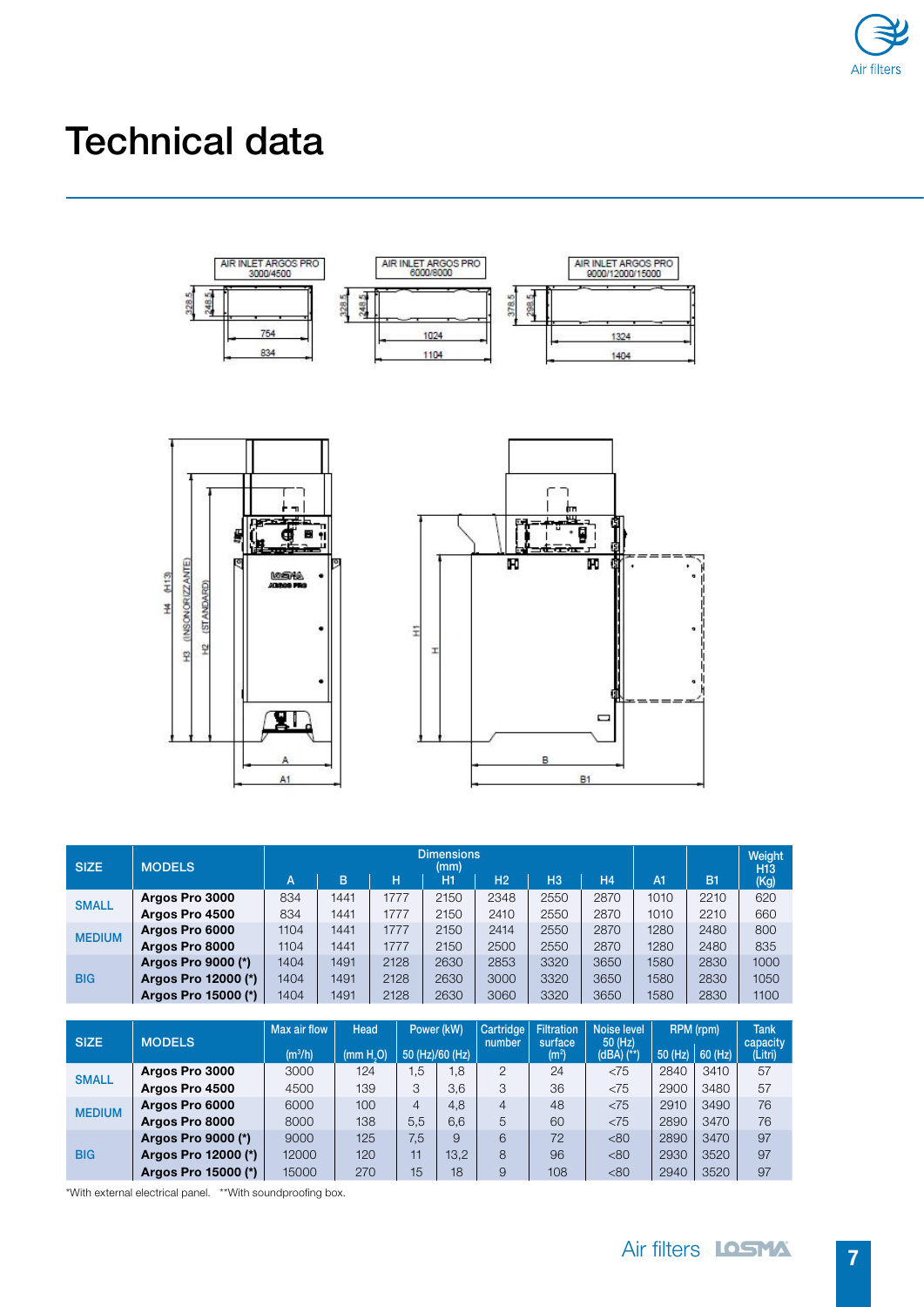# Technical data

| SIZE | MODELS | Dimensions (mm) | | | | | | | | | Weight H13 (Kg) |
|---|---|---|---|---|---|---|---|---|---|---|---|
| | | A | B | H | H1 | H2 | H3 | H4 | A1 | B1 | |
| SMALL | **Argos Pro 3000** | 834 | 1441 | 1777 | 2150 | 2348 | 2550 | 2870 | 1010 | 2210 | 620 |
| | **Argos Pro 4500** | 834 | 1441 | 1777 | 2150 | 2410 | 2550 | 2870 | 1010 | 2210 | 660 |
| MEDIUM | **Argos Pro 6000** | 1104 | 1441 | 1777 | 2150 | 2414 | 2550 | 2870 | 1280 | 2480 | 800 |
| | **Argos Pro 8000** | 1104 | 1441 | 1777 | 2150 | 2500 | 2550 | 2870 | 1280 | 2480 | 835 |
| BIG | **Argos Pro 9000 (*)** | 1404 | 1491 | 2128 | 2630 | 2853 | 3320 | 3650 | 1580 | 2830 | 1000 |
| | **Argos Pro 12000 (*)** | 1404 | 1491 | 2128 | 2630 | 3000 | 3320 | 3650 | 1580 | 2830 | 1050 |
| | **Argos Pro 15000 (*)** | 1404 | 1491 | 2128 | 2630 | 3060 | 3320 | 3650 | 1580 | 2830 | 1100 |

| SIZE | MODELS | Max air flow ($m^3$/h) | Head (mm $H_2O$) | Power (kW) 50 (Hz)/60 (Hz) | | Cartridge number | Filtration surface ($m^2$) | Noise level 50 (Hz) (dBA) (**) | RPM (rpm) | | Tank capacity (Litri) |
|---|---|---|---|---|---|---|---|---|---|---|---|
| | | | | 50 (Hz) | 60 (Hz) | | | | 50 (Hz) | 60 (Hz) | |
| SMALL | **Argos Pro 3000** | 3000 | 124 | 1,5 | 1,8 | 2 | 24 | <75 | 2840 | 3410 | 57 |
| | **Argos Pro 4500** | 4500 | 139 | 3 | 3,6 | 3 | 36 | <75 | 2900 | 3480 | 57 |
| MEDIUM | **Argos Pro 6000** | 6000 | 100 | 4 | 4,8 | 4 | 48 | <75 | 2910 | 3490 | 76 |
| | **Argos Pro 8000** | 8000 | 138 | 5,5 | 6,6 | 5 | 60 | <75 | 2890 | 3470 | 76 |
| BIG | **Argos Pro 9000 (*)** | 9000 | 125 | 7,5 | 9 | 6 | 72 | <80 | 2890 | 3470 | 97 |
| | **Argos Pro 12000 (*)** | 12000 | 120 | 11 | 13,2 | 8 | 96 | <80 | 2930 | 3520 | 97 |
| | **Argos Pro 15000 (*)** | 15000 | 270 | 15 | 18 | 9 | 108 | <80 | 2940 | 3520 | 97 |

*With external electrical panel. **With soundproofing box.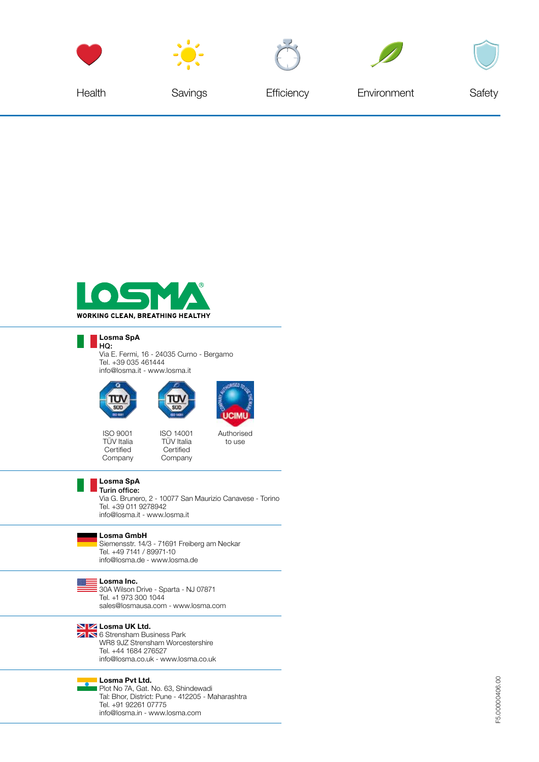Health Savings Efficiency Environment Safety

LOSMA

WORKING CLEAN, BREATHING HEALTHY

**Losma SpA**
**HQ:**
Via E. Fermi, 16 - 24035 Curno - Bergamo
Tel. +39 035 461444
info@losma.it - www.losma.it

ISO 9001 TÜV Italia Certified Company

ISO 14001 TÜV Italia Certified Company

Authorised to use

**Losma SpA**
**Turin office:**
Via G. Brunero, 2 - 10077 San Maurizio Canavese - Torino
Tel. +39 011 9278942
info@losma.it - www.losma.it

**Losma GmbH**
Siemensstr. 14/3 - 71691 Freiberg am Neckar
Tel. +49 7141 / 89971-10
info@losma.de - www.losma.de

**Losma Inc.**
30A Wilson Drive - Sparta - NJ 07871
Tel. +1 973 300 1044
sales@losmausa.com - www.losma.com

**Losma UK Ltd.**
6 Strensham Business Park
WR8 9JZ Strensham Worcestershire
Tel. +44 1684 276527
info@losma.co.uk - www.losma.co.uk

**Losma Pvt Ltd.**
Plot No 7A, Gat. No. 63, Shindewadi
Tal: Bhor, District: Pune - 412205 - Maharashtra
Tel. +91 92261 07775
info@losma.in - www.losma.com

F5.0000406.00